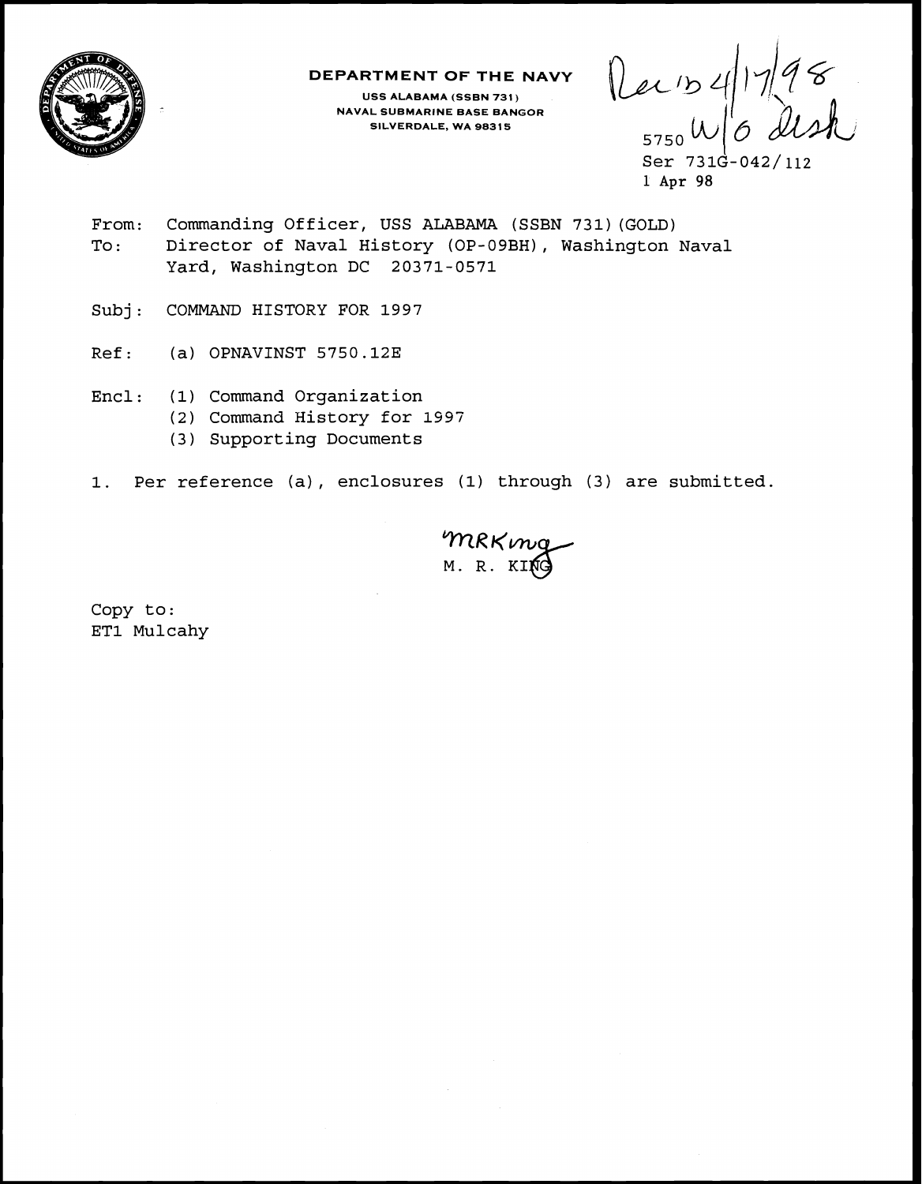**DEPARTMENT OF THE NAVY**
USS ALABAMA (SSBN 731)
NAVAL SUBMARINE BASE BANGOR
SILVERDALE, WA 98315

Rec'd 4/17/98
W/O disk

5750
Ser 731G-042/112
1 Apr 98

From: Commanding Officer, USS ALABAMA (SSBN 731)(GOLD)
To: Director of Naval History (OP-09BH), Washington Naval Yard, Washington DC 20371-0571

Subj: COMMAND HISTORY FOR 1997

Ref: (a) OPNAVINST 5750.12E

Encl: (1) Command Organization
(2) Command History for 1997
(3) Supporting Documents

1. Per reference (a), enclosures (1) through (3) are submitted.

MRKing
M. R. KING

Copy to:
ET1 Mulcahy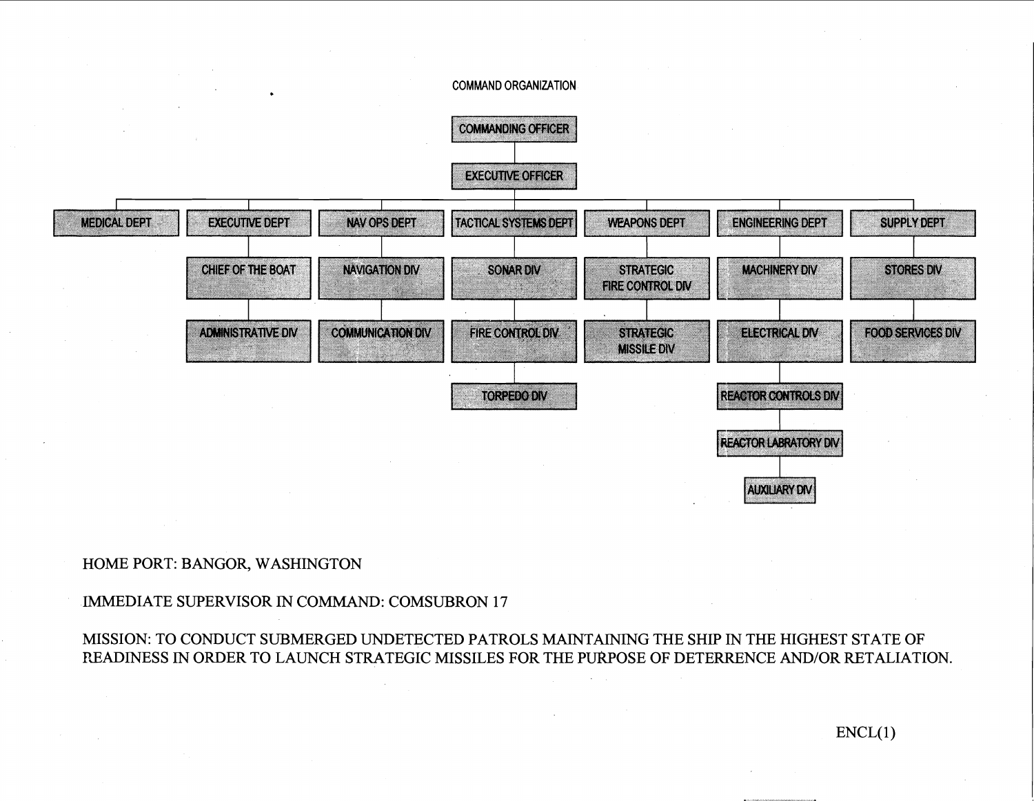## COMMAND ORGANIZATION

- COMMANDING OFFICER
  - EXECUTIVE OFFICER
    - MEDICAL DEPT
    - EXECUTIVE DEPT
      - CHIEF OF THE BOAT
        - ADMINISTRATIVE DIV
    - NAV OPS DEPT
      - NAVIGATION DIV
        - COMMUNICATION DIV
    - TACTICAL SYSTEMS DEPT
      - SONAR DIV
        - FIRE CONTROL DIV
          - TORPEDO DIV
    - WEAPONS DEPT
      - STRATEGIC FIRE CONTROL DIV
        - STRATEGIC MISSILE DIV
    - ENGINEERING DEPT
      - MACHINERY DIV
        - ELECTRICAL DIV
          - REACTOR CONTROLS DIV
            - REACTOR LABRATORY DIV
              - AUXILIARY DIV
    - SUPPLY DEPT
      - STORES DIV
        - FOOD SERVICES DIV

HOME PORT: BANGOR, WASHINGTON

IMMEDIATE SUPERVISOR IN COMMAND: COMSUBRON 17

MISSION: TO CONDUCT SUBMERGED UNDETECTED PATROLS MAINTAINING THE SHIP IN THE HIGHEST STATE OF READINESS IN ORDER TO LAUNCH STRATEGIC MISSILES FOR THE PURPOSE OF DETERRENCE AND/OR RETALIATION.

ENCL(1)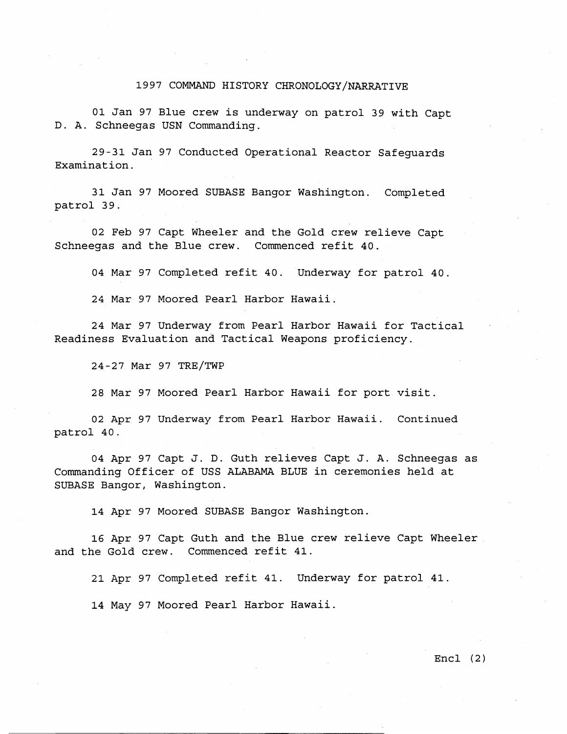## 1997 COMMAND HISTORY CHRONOLOGY/NARRATIVE

01 Jan 97 Blue crew is underway on patrol 39 with Capt D. A. Schneegas USN Commanding.

29-31 Jan 97 Conducted Operational Reactor Safeguards Examination.

31 Jan 97 Moored SUBASE Bangor Washington. Completed patrol 39.

02 Feb 97 Capt Wheeler and the Gold crew relieve Capt Schneegas and the Blue crew. Commenced refit 40.

04 Mar 97 Completed refit 40. Underway for patrol 40.

24 Mar 97 Moored Pearl Harbor Hawaii.

24 Mar 97 Underway from Pearl Harbor Hawaii for Tactical Readiness Evaluation and Tactical Weapons proficiency.

24-27 Mar 97 TRE/TWP

28 Mar 97 Moored Pearl Harbor Hawaii for port visit.

02 Apr 97 Underway from Pearl Harbor Hawaii. Continued patrol 40.

04 Apr 97 Capt J. D. Guth relieves Capt J. A. Schneegas as Commanding Officer of USS ALABAMA BLUE in ceremonies held at SUBASE Bangor, Washington.

14 Apr 97 Moored SUBASE Bangor Washington.

16 Apr 97 Capt Guth and the Blue crew relieve Capt Wheeler and the Gold crew. Commenced refit 41.

21 Apr 97 Completed refit 41. Underway for patrol 41.

14 May 97 Moored Pearl Harbor Hawaii.

Encl (2)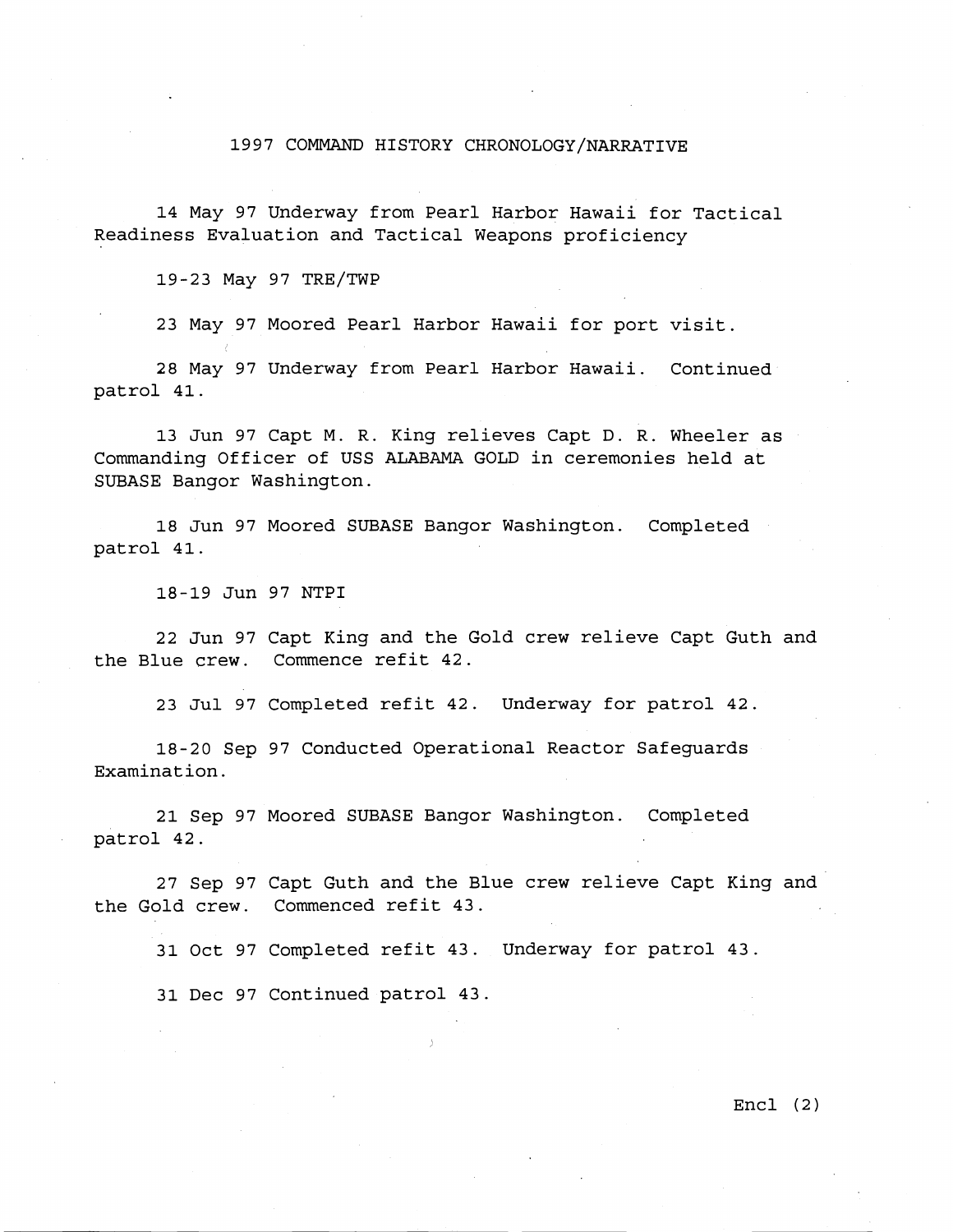# 1997 COMMAND HISTORY CHRONOLOGY/NARRATIVE

14 May 97 Underway from Pearl Harbor Hawaii for Tactical Readiness Evaluation and Tactical Weapons proficiency

19-23 May 97 TRE/TWP

23 May 97 Moored Pearl Harbor Hawaii for port visit.

28 May 97 Underway from Pearl Harbor Hawaii. Continued patrol 41.

13 Jun 97 Capt M. R. King relieves Capt D. R. Wheeler as Commanding Officer of USS ALABAMA GOLD in ceremonies held at SUBASE Bangor Washington.

18 Jun 97 Moored SUBASE Bangor Washington. Completed patrol 41.

18-19 Jun 97 NTPI

22 Jun 97 Capt King and the Gold crew relieve Capt Guth and the Blue crew. Commence refit 42.

23 Jul 97 Completed refit 42. Underway for patrol 42.

18-20 Sep 97 Conducted Operational Reactor Safeguards Examination.

21 Sep 97 Moored SUBASE Bangor Washington. Completed patrol 42.

27 Sep 97 Capt Guth and the Blue crew relieve Capt King and the Gold crew. Commenced refit 43.

31 Oct 97 Completed refit 43. Underway for patrol 43.

31 Dec 97 Continued patrol 43.

Encl (2)